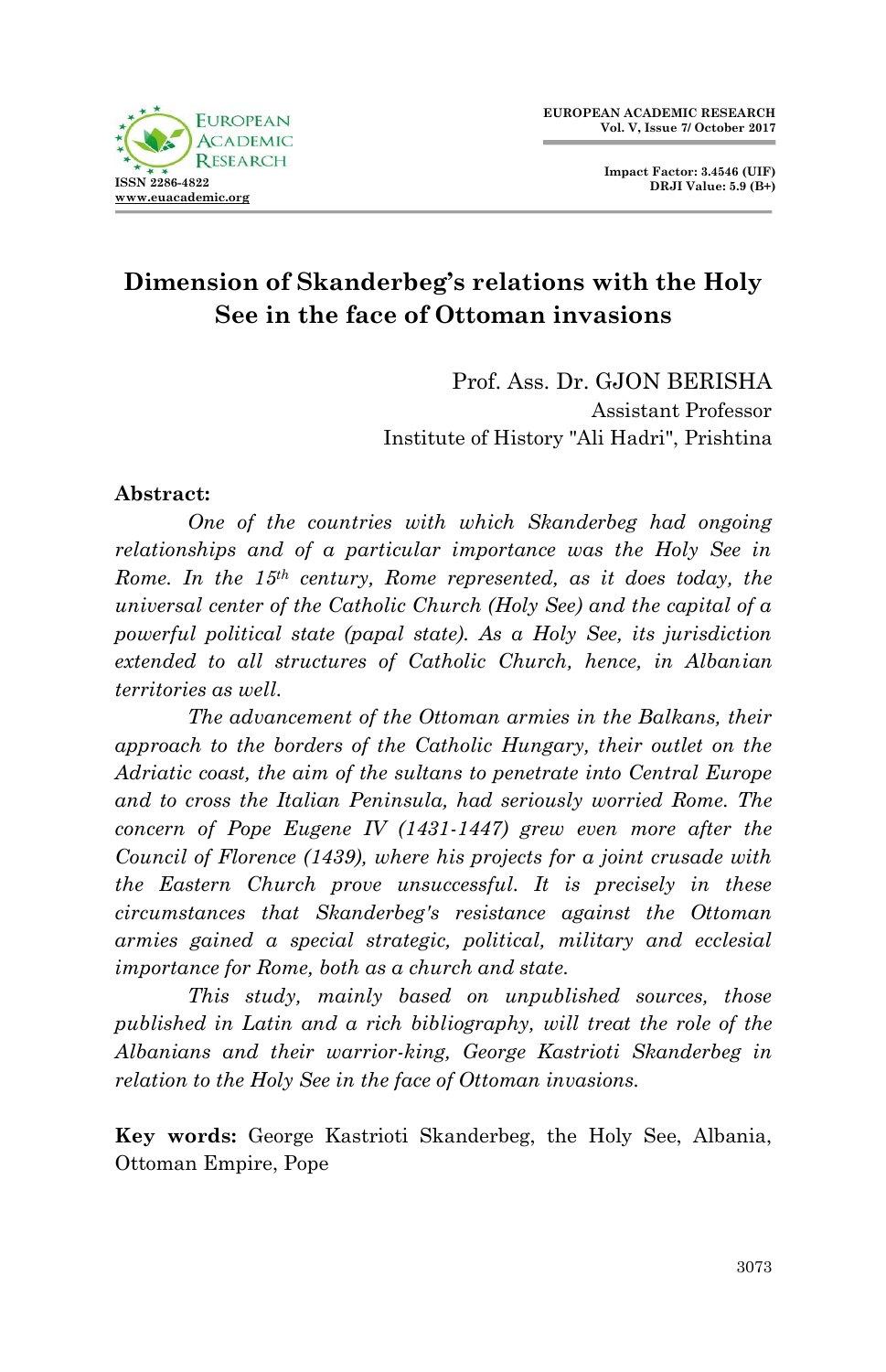# Dimension of Skanderbeg's relations with the Holy See in the face of Ottoman invasions

Prof. Ass. Dr. GJON BERISHA
Assistant Professor
Institute of History "Ali Hadri", Prishtina

**Abstract:**

*One of the countries with which Skanderbeg had ongoing relationships and of a particular importance was the Holy See in Rome. In the 15th century, Rome represented, as it does today, the universal center of the Catholic Church (Holy See) and the capital of a powerful political state (papal state). As a Holy See, its jurisdiction extended to all structures of Catholic Church, hence, in Albanian territories as well.*

*The advancement of the Ottoman armies in the Balkans, their approach to the borders of the Catholic Hungary, their outlet on the Adriatic coast, the aim of the sultans to penetrate into Central Europe and to cross the Italian Peninsula, had seriously worried Rome. The concern of Pope Eugene IV (1431-1447) grew even more after the Council of Florence (1439), where his projects for a joint crusade with the Eastern Church prove unsuccessful. It is precisely in these circumstances that Skanderbeg's resistance against the Ottoman armies gained a special strategic, political, military and ecclesial importance for Rome, both as a church and state.*

*This study, mainly based on unpublished sources, those published in Latin and a rich bibliography, will treat the role of the Albanians and their warrior-king, George Kastrioti Skanderbeg in relation to the Holy See in the face of Ottoman invasions.*

**Key words:** George Kastrioti Skanderbeg, the Holy See, Albania, Ottoman Empire, Pope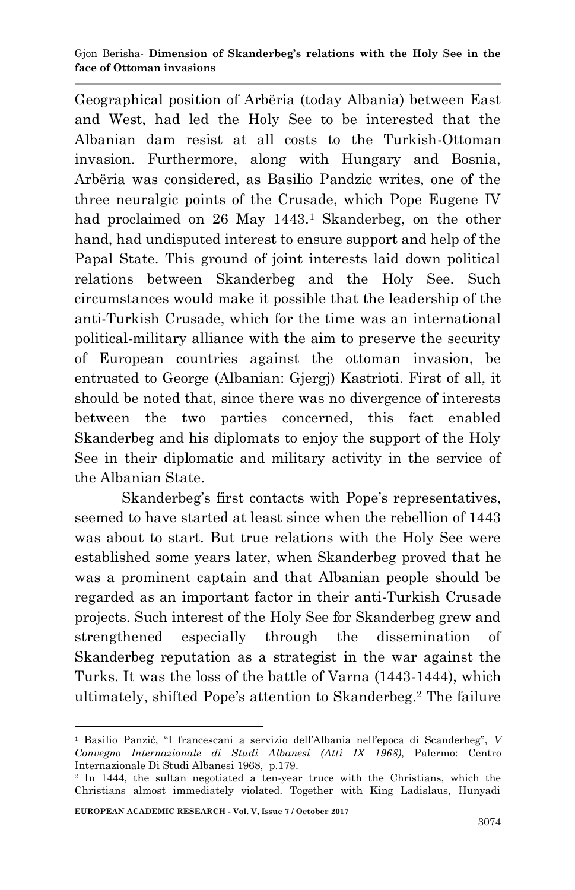Geographical position of Arbëria (today Albania) between East and West, had led the Holy See to be interested that the Albanian dam resist at all costs to the Turkish-Ottoman invasion. Furthermore, along with Hungary and Bosnia, Arbëria was considered, as Basilio Pandzic writes, one of the three neuralgic points of the Crusade, which Pope Eugene IV had proclaimed on 26 May 1443.[1] Skanderbeg, on the other hand, had undisputed interest to ensure support and help of the Papal State. This ground of joint interests laid down political relations between Skanderbeg and the Holy See. Such circumstances would make it possible that the leadership of the anti-Turkish Crusade, which for the time was an international political-military alliance with the aim to preserve the security of European countries against the ottoman invasion, be entrusted to George (Albanian: Gjergj) Kastrioti. First of all, it should be noted that, since there was no divergence of interests between the two parties concerned, this fact enabled Skanderbeg and his diplomats to enjoy the support of the Holy See in their diplomatic and military activity in the service of the Albanian State.

Skanderbeg's first contacts with Pope's representatives, seemed to have started at least since when the rebellion of 1443 was about to start. But true relations with the Holy See were established some years later, when Skanderbeg proved that he was a prominent captain and that Albanian people should be regarded as an important factor in their anti-Turkish Crusade projects. Such interest of the Holy See for Skanderbeg grew and strengthened especially through the dissemination of Skanderbeg reputation as a strategist in the war against the Turks. It was the loss of the battle of Varna (1443-1444), which ultimately, shifted Pope's attention to Skanderbeg.[2] The failure

---

[1] Basilio Panzić, "I francescani a servizio dell'Albania nell'epoca di Scanderbeg", *V Convegno Internazionale di Studi Albanesi (Atti IX 1968)*, Palermo: Centro Internazionale Di Studi Albanesi 1968, p.179.

[2] In 1444, the sultan negotiated a ten-year truce with the Christians, which the Christians almost immediately violated. Together with King Ladislaus, Hunyadi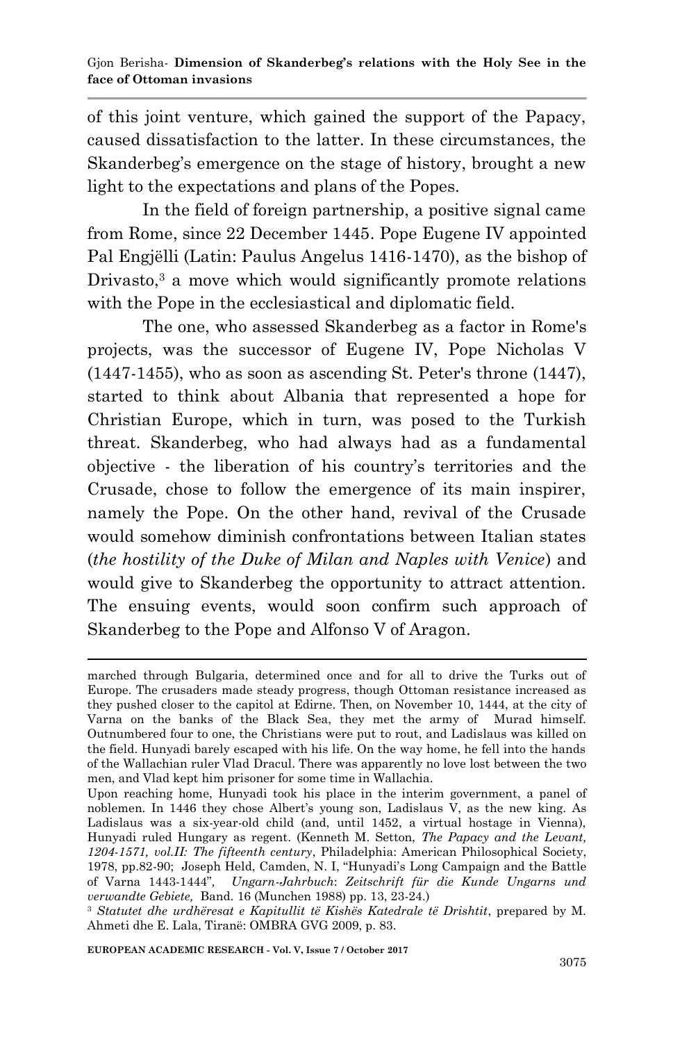of this joint venture, which gained the support of the Papacy, caused dissatisfaction to the latter. In these circumstances, the Skanderbeg's emergence on the stage of history, brought a new light to the expectations and plans of the Popes.

In the field of foreign partnership, a positive signal came from Rome, since 22 December 1445. Pope Eugene IV appointed Pal Engjëlli (Latin: Paulus Angelus 1416-1470), as the bishop of Drivasto,[3] a move which would significantly promote relations with the Pope in the ecclesiastical and diplomatic field.

The one, who assessed Skanderbeg as a factor in Rome's projects, was the successor of Eugene IV, Pope Nicholas V (1447-1455), who as soon as ascending St. Peter's throne (1447), started to think about Albania that represented a hope for Christian Europe, which in turn, was posed to the Turkish threat. Skanderbeg, who had always had as a fundamental objective - the liberation of his country's territories and the Crusade, chose to follow the emergence of its main inspirer, namely the Pope. On the other hand, revival of the Crusade would somehow diminish confrontations between Italian states (*the hostility of the Duke of Milan and Naples with Venice*) and would give to Skanderbeg the opportunity to attract attention. The ensuing events, would soon confirm such approach of Skanderbeg to the Pope and Alfonso V of Aragon.

---

marched through Bulgaria, determined once and for all to drive the Turks out of Europe. The crusaders made steady progress, though Ottoman resistance increased as they pushed closer to the capitol at Edirne. Then, on November 10, 1444, at the city of Varna on the banks of the Black Sea, they met the army of Murad himself. Outnumbered four to one, the Christians were put to rout, and Ladislaus was killed on the field. Hunyadi barely escaped with his life. On the way home, he fell into the hands of the Wallachian ruler Vlad Dracul. There was apparently no love lost between the two men, and Vlad kept him prisoner for some time in Wallachia.

Upon reaching home, Hunyadi took his place in the interim government, a panel of noblemen. In 1446 they chose Albert's young son, Ladislaus V, as the new king. As Ladislaus was a six-year-old child (and, until 1452, a virtual hostage in Vienna), Hunyadi ruled Hungary as regent. (Kenneth M. Setton, *The Papacy and the Levant, 1204-1571, vol.II: The fifteenth century*, Philadelphia: American Philosophical Society, 1978, pp.82-90; Joseph Held, Camden, N. I, "Hunyadi's Long Campaign and the Battle of Varna 1443-1444", *Ungarn-Jahrbuch*: *Zeitschrift für die Kunde Ungarns und verwandte Gebiete,* Band. 16 (Munchen 1988) pp. 13, 23-24.)

[3] *Statutet dhe urdhëresat e Kapitullit të Kishës Katedrale të Drishtit*, prepared by M. Ahmeti dhe E. Lala, Tiranë: OMBRA GVG 2009, p. 83.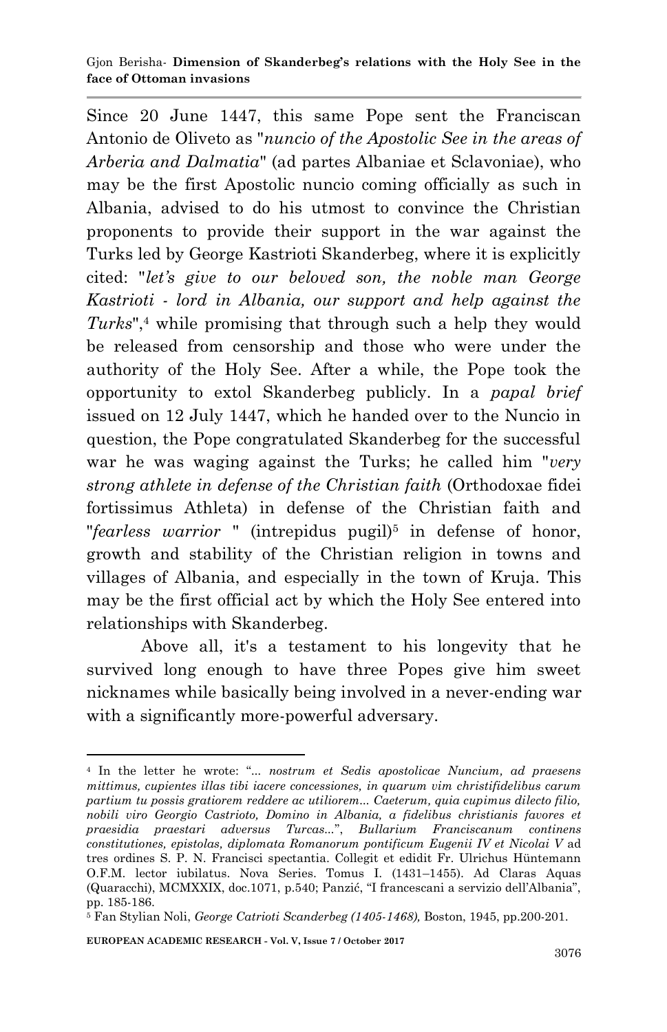Since 20 June 1447, this same Pope sent the Franciscan Antonio de Oliveto as "*nuncio of the Apostolic See in the areas of Arberia and Dalmatia*" (ad partes Albaniae et Sclavoniae), who may be the first Apostolic nuncio coming officially as such in Albania, advised to do his utmost to convince the Christian proponents to provide their support in the war against the Turks led by George Kastrioti Skanderbeg, where it is explicitly cited: "*let's give to our beloved son, the noble man George Kastrioti - lord in Albania, our support and help against the Turks*",[4] while promising that through such a help they would be released from censorship and those who were under the authority of the Holy See. After a while, the Pope took the opportunity to extol Skanderbeg publicly. In a *papal brief* issued on 12 July 1447, which he handed over to the Nuncio in question, the Pope congratulated Skanderbeg for the successful war he was waging against the Turks; he called him "*very strong athlete in defense of the Christian faith* (Orthodoxae fidei fortissimus Athleta) in defense of the Christian faith and "*fearless warrior* " (intrepidus pugil)[5] in defense of honor, growth and stability of the Christian religion in towns and villages of Albania, and especially in the town of Kruja. This may be the first official act by which the Holy See entered into relationships with Skanderbeg.

Above all, it's a testament to his longevity that he survived long enough to have three Popes give him sweet nicknames while basically being involved in a never-ending war with a significantly more-powerful adversary.

---

[4] In the letter he wrote: "*... nostrum et Sedis apostolicae Nuncium, ad praesens mittimus, cupientes illas tibi iacere concessiones, in quarum vim christifidelibus carum partium tu possis gratiorem reddere ac utiliorem... Caeterum, quia cupimus dilecto filio, nobili viro Georgio Castrioto, Domino in Albania, a fidelibus christianis favores et praesidia praestari adversus Turcas...*", *Bullarium Franciscanum continens constitutiones, epistolas, diplomata Romanorum pontificum Eugenii IV et Nicolai V* ad tres ordines S. P. N. Francisci spectantia. Collegit et edidit Fr. Ulrichus Hüntemann O.F.M. lector iubilatus. Nova Series. Tomus I. (1431–1455). Ad Claras Aquas (Quaracchi), MCMXXIX, doc.1071, p.540; Panzić, "I francescani a servizio dell'Albania", pp. 185-186.

[5] Fan Stylian Noli, *George Catrioti Scanderbeg (1405-1468),* Boston, 1945, pp.200-201.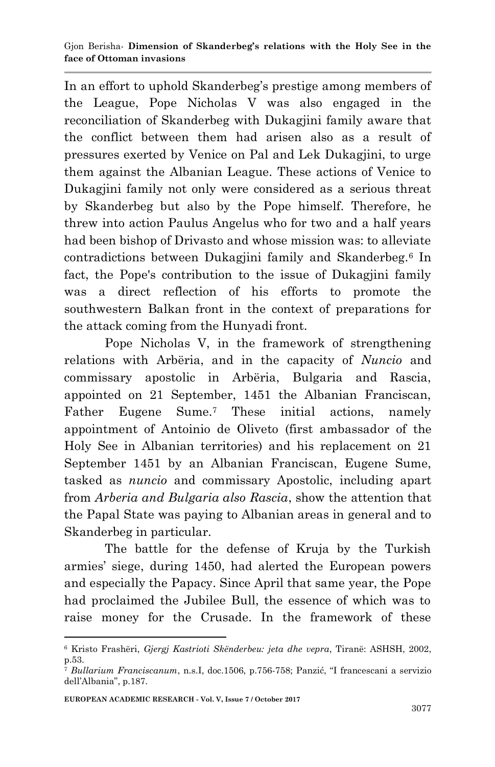In an effort to uphold Skanderbeg's prestige among members of the League, Pope Nicholas V was also engaged in the reconciliation of Skanderbeg with Dukagjini family aware that the conflict between them had arisen also as a result of pressures exerted by Venice on Pal and Lek Dukagjini, to urge them against the Albanian League. These actions of Venice to Dukagjini family not only were considered as a serious threat by Skanderbeg but also by the Pope himself. Therefore, he threw into action Paulus Angelus who for two and a half years had been bishop of Drivasto and whose mission was: to alleviate contradictions between Dukagjini family and Skanderbeg.[6] In fact, the Pope's contribution to the issue of Dukagjini family was a direct reflection of his efforts to promote the southwestern Balkan front in the context of preparations for the attack coming from the Hunyadi front.

Pope Nicholas V, in the framework of strengthening relations with Arbëria, and in the capacity of *Nuncio* and commissary apostolic in Arbëria, Bulgaria and Rascia, appointed on 21 September, 1451 the Albanian Franciscan, Father Eugene Sume.[7] These initial actions, namely appointment of Antoinio de Oliveto (first ambassador of the Holy See in Albanian territories) and his replacement on 21 September 1451 by an Albanian Franciscan, Eugene Sume, tasked as *nuncio* and commissary Apostolic, including apart from *Arberia and Bulgaria also Rascia*, show the attention that the Papal State was paying to Albanian areas in general and to Skanderbeg in particular.

The battle for the defense of Kruja by the Turkish armies' siege, during 1450, had alerted the European powers and especially the Papacy. Since April that same year, the Pope had proclaimed the Jubilee Bull, the essence of which was to raise money for the Crusade. In the framework of these

---

[6] Kristo Frashëri, *Gjergj Kastrioti Skënderbeu: jeta dhe vepra*, Tiranë: ASHSH, 2002, p.53.

[7] *Bullarium Franciscanum*, n.s.I, doc.1506, p.756-758; Panzić, "I francescani a servizio dell'Albania", p.187.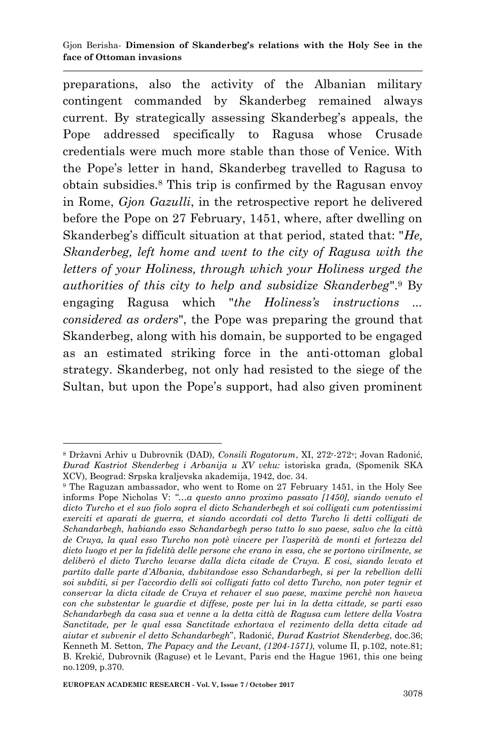preparations, also the activity of the Albanian military contingent commanded by Skanderbeg remained always current. By strategically assessing Skanderbeg's appeals, the Pope addressed specifically to Ragusa whose Crusade credentials were much more stable than those of Venice. With the Pope's letter in hand, Skanderbeg travelled to Ragusa to obtain subsidies.[8] This trip is confirmed by the Ragusan envoy in Rome, *Gjon Gazulli*, in the retrospective report he delivered before the Pope on 27 February, 1451, where, after dwelling on Skanderbeg's difficult situation at that period, stated that: "*He, Skanderbeg, left home and went to the city of Ragusa with the letters of your Holiness, through which your Holiness urged the authorities of this city to help and subsidize Skanderbeg*".[9] By engaging Ragusa which "*the Holiness's instructions ... considered as orders*", the Pope was preparing the ground that Skanderbeg, along with his domain, be supported to be engaged as an estimated striking force in the anti-ottoman global strategy. Skanderbeg, not only had resisted to the siege of the Sultan, but upon the Pope's support, had also given prominent

---

[8] Državni Arhiv u Dubrovnik (DAD), *Consili Rogatorum*, XI, 272r-272v; Jovan Radonić, *Đurađ Kastriot Skenderbeg i Arbanija u XV veku:* istoriska građa, (Spomenik SKA XCV), Beograd: Srpska kraljevska akademija, 1942, doc. 34.

[9] The Raguzan ambassador, who went to Rome on 27 February 1451, in the Holy See informs Pope Nicholas V: *"...a questo anno proximo passato [1450], siando venuto el dicto Turcho et el suo fiolo sopra el dicto Schanderbegh et soi colligati cum potentissimi exerciti et aparati de guerra, et siando accordati col detto Turcho li detti colligati de Schandarbegh, habiando esso Schandarbegh perso tutto lo suo paese, salvo che la città de Cruya, la qual esso Turcho non potè vincere per l'asperità de monti et fortezza del dicto luogo et per la fidelità delle persone che erano in essa, che se portono virilmente, se deliberò el dicto Turcho levarse dalla dicta citade de Cruya. E cosi, siando levato et partito dalle parte d'Albania, dubitandose esso Schandarbegh, si per la rebellion delli soi subditi, si per l'accordio delli soi colligati fatto col detto Turcho, non poter tegnir et conservar la dicta citade de Cruya et rehaver el suo paese, maxime perchè non haveva con che substentar le guardie et diffese, poste per lui in la detta cittade, se parti esso Schandarbegh da casa sua et venne a la detta città de Ragusa cum lettere della Vostra Sanctitade, per le qual essa Sanctitade exhortava el rezimento della detta citade ad aiutar et subvenir el detto Schandarbegh*", Radonić, *Đurađ Kastriot Skenderbeg*, doc.36; Kenneth M. Setton, *The Papacy and the Levant, (1204-1571)*, volume II, p.102, note.81; B. Krekić, Dubrovnik (Raguse) et le Levant, Paris end the Hague 1961, this one being no.1209, p.370.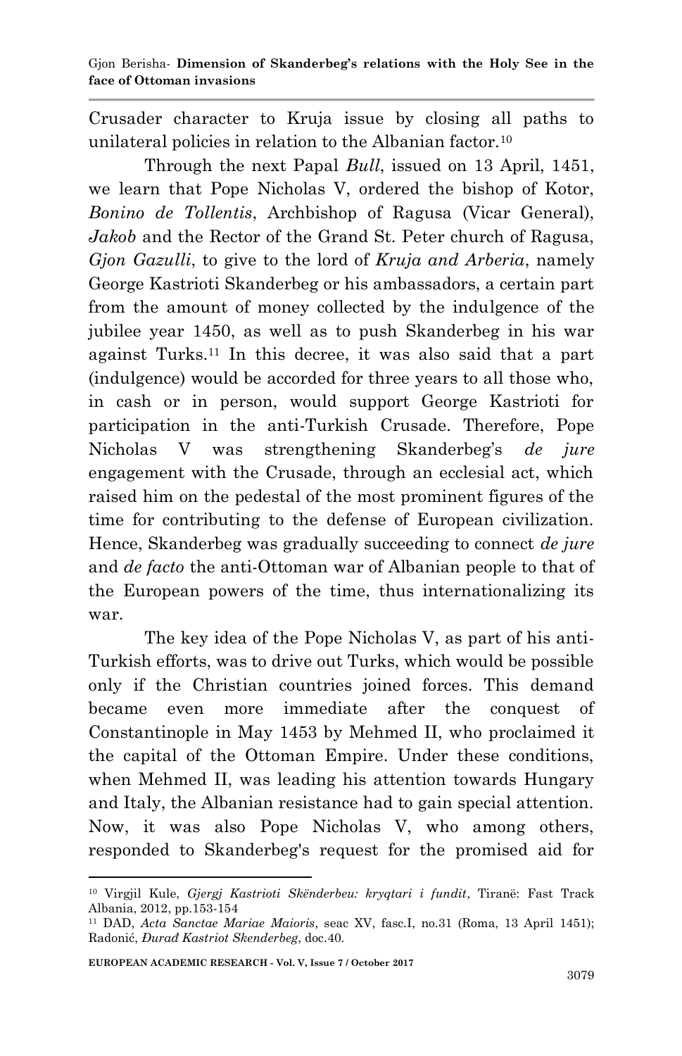Crusader character to Kruja issue by closing all paths to unilateral policies in relation to the Albanian factor.[10]

Through the next Papal *Bull*, issued on 13 April, 1451, we learn that Pope Nicholas V, ordered the bishop of Kotor, *Bonino de Tollentis*, Archbishop of Ragusa (Vicar General), *Jakob* and the Rector of the Grand St. Peter church of Ragusa, *Gjon Gazulli*, to give to the lord of *Kruja and Arberia*, namely George Kastrioti Skanderbeg or his ambassadors, a certain part from the amount of money collected by the indulgence of the jubilee year 1450, as well as to push Skanderbeg in his war against Turks.[11] In this decree, it was also said that a part (indulgence) would be accorded for three years to all those who, in cash or in person, would support George Kastrioti for participation in the anti-Turkish Crusade. Therefore, Pope Nicholas V was strengthening Skanderbeg's *de jure* engagement with the Crusade, through an ecclesial act, which raised him on the pedestal of the most prominent figures of the time for contributing to the defense of European civilization. Hence, Skanderbeg was gradually succeeding to connect *de jure* and *de facto* the anti-Ottoman war of Albanian people to that of the European powers of the time, thus internationalizing its war.

The key idea of the Pope Nicholas V, as part of his anti-Turkish efforts, was to drive out Turks, which would be possible only if the Christian countries joined forces. This demand became even more immediate after the conquest of Constantinople in May 1453 by Mehmed II, who proclaimed it the capital of the Ottoman Empire. Under these conditions, when Mehmed II, was leading his attention towards Hungary and Italy, the Albanian resistance had to gain special attention. Now, it was also Pope Nicholas V, who among others, responded to Skanderbeg's request for the promised aid for

---

[10] Virgjil Kule, *Gjergj Kastrioti Skënderbeu: kryqtari i fundit*, Tiranë: Fast Track Albania, 2012, pp.153-154

[11] DAD, *Acta Sanctae Mariae Maioris*, seac XV, fasc.I, no.31 (Roma, 13 April 1451); Radonić, *Đurađ Kastriot Skenderbeg*, doc.40.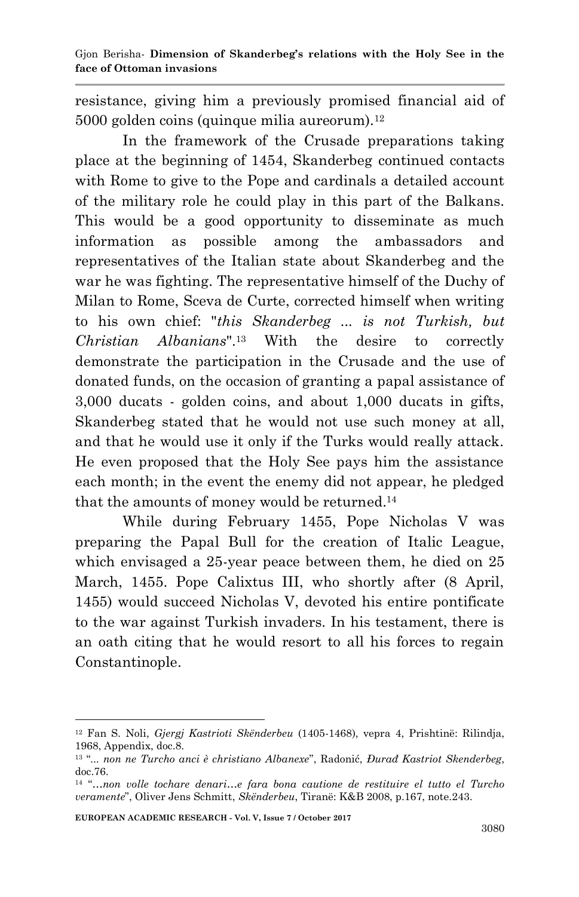resistance, giving him a previously promised financial aid of 5000 golden coins (quinque milia aureorum).[12]

In the framework of the Crusade preparations taking place at the beginning of 1454, Skanderbeg continued contacts with Rome to give to the Pope and cardinals a detailed account of the military role he could play in this part of the Balkans. This would be a good opportunity to disseminate as much information as possible among the ambassadors and representatives of the Italian state about Skanderbeg and the war he was fighting. The representative himself of the Duchy of Milan to Rome, Sceva de Curte, corrected himself when writing to his own chief: "*this Skanderbeg ... is not Turkish, but Christian Albanians*".[13] With the desire to correctly demonstrate the participation in the Crusade and the use of donated funds, on the occasion of granting a papal assistance of 3,000 ducats - golden coins, and about 1,000 ducats in gifts, Skanderbeg stated that he would not use such money at all, and that he would use it only if the Turks would really attack. He even proposed that the Holy See pays him the assistance each month; in the event the enemy did not appear, he pledged that the amounts of money would be returned.[14]

While during February 1455, Pope Nicholas V was preparing the Papal Bull for the creation of Italic League, which envisaged a 25-year peace between them, he died on 25 March, 1455. Pope Calixtus III, who shortly after (8 April, 1455) would succeed Nicholas V, devoted his entire pontificate to the war against Turkish invaders. In his testament, there is an oath citing that he would resort to all his forces to regain Constantinople.

---

[12] Fan S. Noli, *Gjergj Kastrioti Skënderbeu* (1405-1468), vepra 4, Prishtinë: Rilindja, 1968, Appendix, doc.8.

[13] "*... non ne Turcho anci è christiano Albanexe*", Radonić, *Đurađ Kastriot Skenderbeg*, doc.76.

[14] "*…non volle tochare denari…e fara bona cautione de restituire el tutto el Turcho veramente*", Oliver Jens Schmitt, *Skënderbeu*, Tiranë: K&B 2008, p.167, note.243.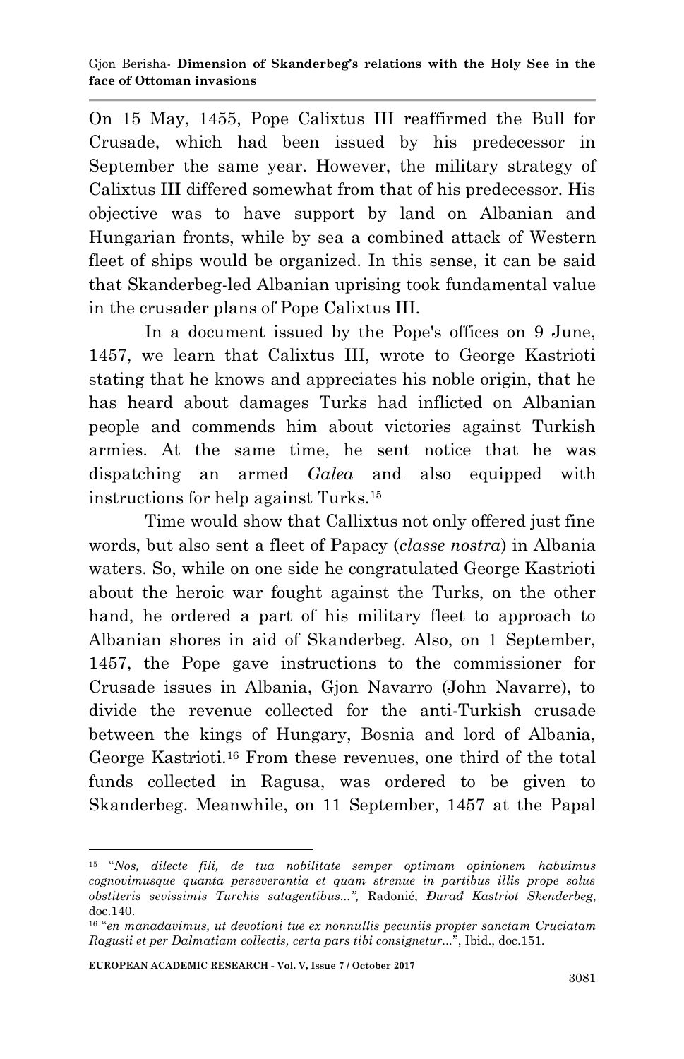On 15 May, 1455, Pope Calixtus III reaffirmed the Bull for Crusade, which had been issued by his predecessor in September the same year. However, the military strategy of Calixtus III differed somewhat from that of his predecessor. His objective was to have support by land on Albanian and Hungarian fronts, while by sea a combined attack of Western fleet of ships would be organized. In this sense, it can be said that Skanderbeg-led Albanian uprising took fundamental value in the crusader plans of Pope Calixtus III.

In a document issued by the Pope's offices on 9 June, 1457, we learn that Calixtus III, wrote to George Kastrioti stating that he knows and appreciates his noble origin, that he has heard about damages Turks had inflicted on Albanian people and commends him about victories against Turkish armies. At the same time, he sent notice that he was dispatching an armed *Galea* and also equipped with instructions for help against Turks.[15]

Time would show that Callixtus not only offered just fine words, but also sent a fleet of Papacy (*classe nostra*) in Albania waters. So, while on one side he congratulated George Kastrioti about the heroic war fought against the Turks, on the other hand, he ordered a part of his military fleet to approach to Albanian shores in aid of Skanderbeg. Also, on 1 September, 1457, the Pope gave instructions to the commissioner for Crusade issues in Albania, Gjon Navarro (John Navarre), to divide the revenue collected for the anti-Turkish crusade between the kings of Hungary, Bosnia and lord of Albania, George Kastrioti.[16] From these revenues, one third of the total funds collected in Ragusa, was ordered to be given to Skanderbeg. Meanwhile, on 11 September, 1457 at the Papal

---

[15] "*Nos, dilecte fili, de tua nobilitate semper optimam opinionem habuimus cognovimusque quanta perseverantia et quam strenue in partibus illis prope solus obstiteris sevissimis Turchis satagentibus...",* Radonić, *Đurađ Kastriot Skenderbeg*, doc.140.

[16] "*en manadavimus, ut devotioni tue ex nonnullis pecuniis propter sanctam Cruciatam Ragusii et per Dalmatiam collectis, certa pars tibi consignetur...*", Ibid., doc.151.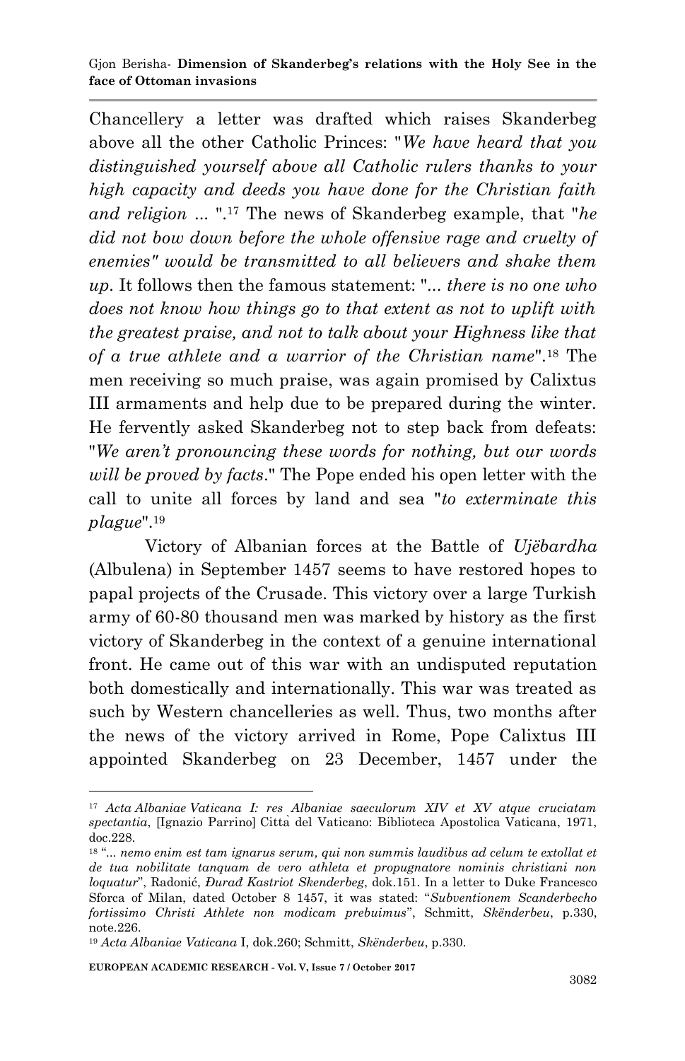Chancellery a letter was drafted which raises Skanderbeg above all the other Catholic Princes: "*We have heard that you distinguished yourself above all Catholic rulers thanks to your high capacity and deeds you have done for the Christian faith and religion ...* ".[17] The news of Skanderbeg example, that "*he did not bow down before the whole offensive rage and cruelty of enemies" would be transmitted to all believers and shake them up*. It follows then the famous statement: "*... there is no one who does not know how things go to that extent as not to uplift with the greatest praise, and not to talk about your Highness like that of a true athlete and a warrior of the Christian name*".[18] The men receiving so much praise, was again promised by Calixtus III armaments and help due to be prepared during the winter. He fervently asked Skanderbeg not to step back from defeats: "*We aren't pronouncing these words for nothing, but our words will be proved by facts*." The Pope ended his open letter with the call to unite all forces by land and sea "*to exterminate this plague*".[19]

Victory of Albanian forces at the Battle of *Ujëbardha* (Albulena) in September 1457 seems to have restored hopes to papal projects of the Crusade. This victory over a large Turkish army of 60-80 thousand men was marked by history as the first victory of Skanderbeg in the context of a genuine international front. He came out of this war with an undisputed reputation both domestically and internationally. This war was treated as such by Western chancelleries as well. Thus, two months after the news of the victory arrived in Rome, Pope Calixtus III appointed Skanderbeg on 23 December, 1457 under the

---

[17] *Acta Albaniae Vaticana I: res Albaniae saeculorum XIV et XV atque cruciatam spectantia*, [Ignazio Parrino] Città del Vaticano: Biblioteca Apostolica Vaticana, 1971, doc.228.

[18] "*... nemo enim est tam ignarus serum, qui non summis laudibus ad celum te extollat et de tua nobilitate tanquam de vero athleta et propugnatore nominis christiani non loquatur*", Radonić, *Đurađ Kastriot Skenderbeg*, dok.151. In a letter to Duke Francesco Sforca of Milan, dated October 8 1457, it was stated: "*Subventionem Scanderbecho fortissimo Christi Athlete non modicam prebuimus*", Schmitt, *Skënderbeu*, p.330, note.226.

[19] *Acta Albaniae Vaticana* I, dok.260; Schmitt, *Skënderbeu*, p.330.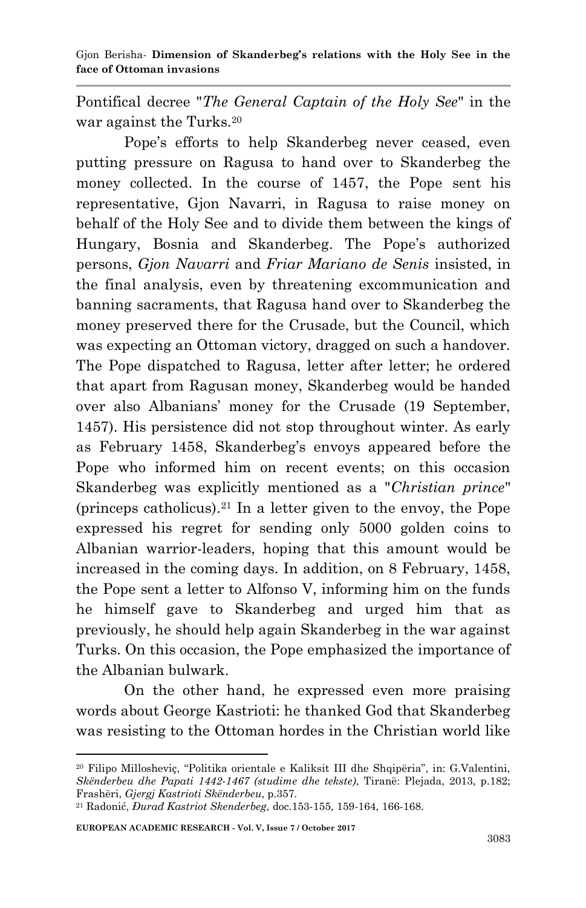Pontifical decree "*The General Captain of the Holy See*" in the war against the Turks.[20]

Pope's efforts to help Skanderbeg never ceased, even putting pressure on Ragusa to hand over to Skanderbeg the money collected. In the course of 1457, the Pope sent his representative, Gjon Navarri, in Ragusa to raise money on behalf of the Holy See and to divide them between the kings of Hungary, Bosnia and Skanderbeg. The Pope's authorized persons, *Gjon Navarri* and *Friar Mariano de Senis* insisted, in the final analysis, even by threatening excommunication and banning sacraments, that Ragusa hand over to Skanderbeg the money preserved there for the Crusade, but the Council, which was expecting an Ottoman victory, dragged on such a handover. The Pope dispatched to Ragusa, letter after letter; he ordered that apart from Ragusan money, Skanderbeg would be handed over also Albanians' money for the Crusade (19 September, 1457). His persistence did not stop throughout winter. As early as February 1458, Skanderbeg's envoys appeared before the Pope who informed him on recent events; on this occasion Skanderbeg was explicitly mentioned as a "*Christian prince*" (princeps catholicus).[21] In a letter given to the envoy, the Pope expressed his regret for sending only 5000 golden coins to Albanian warrior-leaders, hoping that this amount would be increased in the coming days. In addition, on 8 February, 1458, the Pope sent a letter to Alfonso V, informing him on the funds he himself gave to Skanderbeg and urged him that as previously, he should help again Skanderbeg in the war against Turks. On this occasion, the Pope emphasized the importance of the Albanian bulwark.

On the other hand, he expressed even more praising words about George Kastrioti: he thanked God that Skanderbeg was resisting to the Ottoman hordes in the Christian world like

---

[20] Filipo Millosheviç, "Politika orientale e Kaliksit III dhe Shqipëria", in: G.Valentini, *Skënderbeu dhe Papati 1442-1467 (studime dhe tekste)*, Tiranë: Plejada, 2013, p.182; Frashëri, *Gjergj Kastrioti Skënderbeu*, p.357.

[21] Radonić, *Đurađ Kastriot Skenderbeg*, doc.153-155, 159-164, 166-168.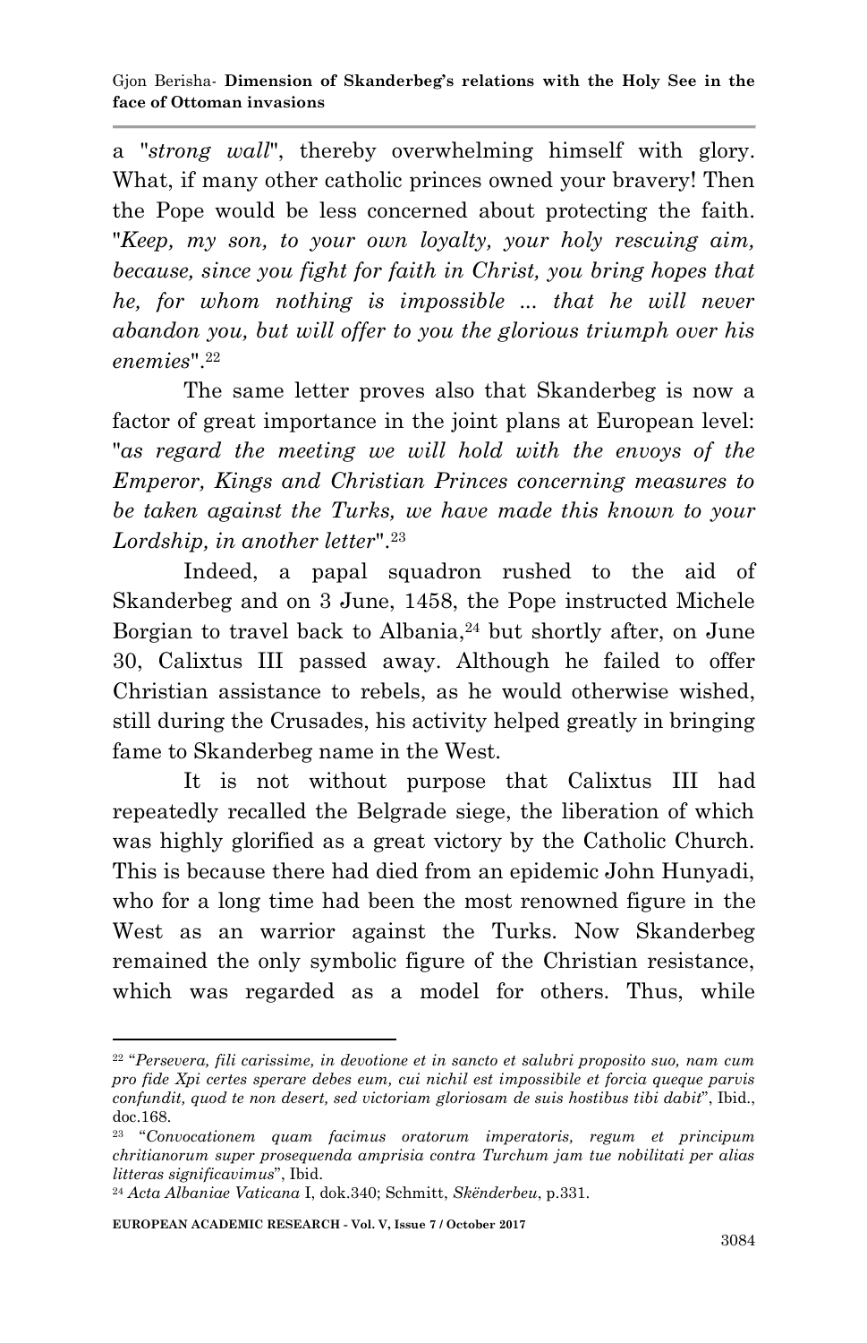a "*strong wall*", thereby overwhelming himself with glory. What, if many other catholic princes owned your bravery! Then the Pope would be less concerned about protecting the faith. "*Keep, my son, to your own loyalty, your holy rescuing aim, because, since you fight for faith in Christ, you bring hopes that he, for whom nothing is impossible ... that he will never abandon you, but will offer to you the glorious triumph over his enemies*".[22]

The same letter proves also that Skanderbeg is now a factor of great importance in the joint plans at European level: "*as regard the meeting we will hold with the envoys of the Emperor, Kings and Christian Princes concerning measures to be taken against the Turks, we have made this known to your Lordship, in another letter*".[23]

Indeed, a papal squadron rushed to the aid of Skanderbeg and on 3 June, 1458, the Pope instructed Michele Borgian to travel back to Albania,[24] but shortly after, on June 30, Calixtus III passed away. Although he failed to offer Christian assistance to rebels, as he would otherwise wished, still during the Crusades, his activity helped greatly in bringing fame to Skanderbeg name in the West.

It is not without purpose that Calixtus III had repeatedly recalled the Belgrade siege, the liberation of which was highly glorified as a great victory by the Catholic Church. This is because there had died from an epidemic John Hunyadi, who for a long time had been the most renowned figure in the West as an warrior against the Turks. Now Skanderbeg remained the only symbolic figure of the Christian resistance, which was regarded as a model for others. Thus, while

---

[22] "*Persevera, fili carissime, in devotione et in sancto et salubri proposito suo, nam cum pro fide Xpi certes sperare debes eum, cui nichil est impossibile et forcia queque parvis confundit, quod te non desert, sed victoriam gloriosam de suis hostibus tibi dabit*", Ibid., doc.168.

[23] "*Convocationem quam facimus oratorum imperatoris, regum et principum chritianorum super prosequenda amprisia contra Turchum jam tue nobilitati per alias litteras significavimus*", Ibid.

[24] *Acta Albaniae Vaticana* I, dok.340; Schmitt, *Skënderbeu*, p.331.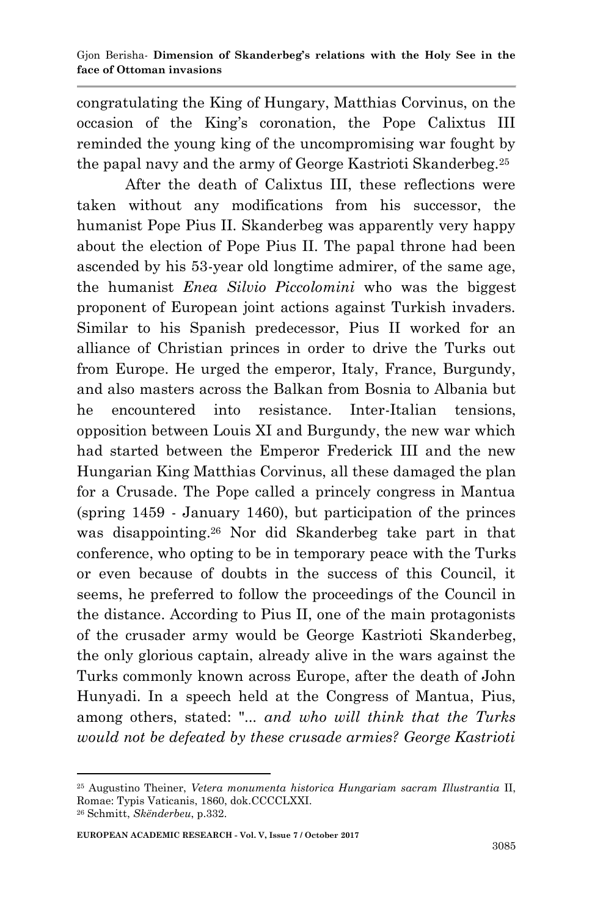congratulating the King of Hungary, Matthias Corvinus, on the occasion of the King's coronation, the Pope Calixtus III reminded the young king of the uncompromising war fought by the papal navy and the army of George Kastrioti Skanderbeg.[25]

After the death of Calixtus III, these reflections were taken without any modifications from his successor, the humanist Pope Pius II. Skanderbeg was apparently very happy about the election of Pope Pius II. The papal throne had been ascended by his 53-year old longtime admirer, of the same age, the humanist *Enea Silvio Piccolomini* who was the biggest proponent of European joint actions against Turkish invaders. Similar to his Spanish predecessor, Pius II worked for an alliance of Christian princes in order to drive the Turks out from Europe. He urged the emperor, Italy, France, Burgundy, and also masters across the Balkan from Bosnia to Albania but he encountered into resistance. Inter-Italian tensions, opposition between Louis XI and Burgundy, the new war which had started between the Emperor Frederick III and the new Hungarian King Matthias Corvinus, all these damaged the plan for a Crusade. The Pope called a princely congress in Mantua (spring 1459 - January 1460), but participation of the princes was disappointing.[26] Nor did Skanderbeg take part in that conference, who opting to be in temporary peace with the Turks or even because of doubts in the success of this Council, it seems, he preferred to follow the proceedings of the Council in the distance. According to Pius II, one of the main protagonists of the crusader army would be George Kastrioti Skanderbeg, the only glorious captain, already alive in the wars against the Turks commonly known across Europe, after the death of John Hunyadi. In a speech held at the Congress of Mantua, Pius, among others, stated: "*... and who will think that the Turks would not be defeated by these crusade armies? George Kastrioti*

---

[25] Augustino Theiner, *Vetera monumenta historica Hungariam sacram Illustrantia* II, Romae: Typis Vaticanis, 1860, dok.CCCCLXXI.

[26] Schmitt, *Skënderbeu*, p.332.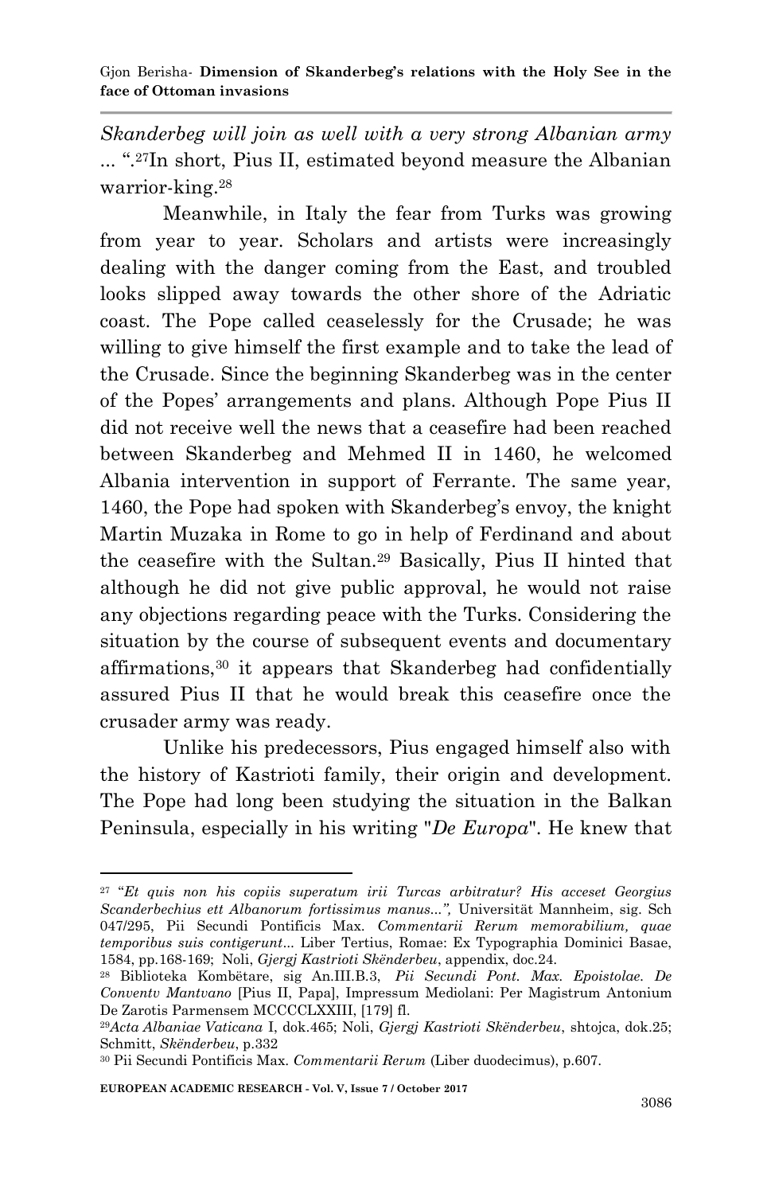*Skanderbeg will join as well with a very strong Albanian army* ... ".[27]In short, Pius II, estimated beyond measure the Albanian warrior-king.[28]

Meanwhile, in Italy the fear from Turks was growing from year to year. Scholars and artists were increasingly dealing with the danger coming from the East, and troubled looks slipped away towards the other shore of the Adriatic coast. The Pope called ceaselessly for the Crusade; he was willing to give himself the first example and to take the lead of the Crusade. Since the beginning Skanderbeg was in the center of the Popes' arrangements and plans. Although Pope Pius II did not receive well the news that a ceasefire had been reached between Skanderbeg and Mehmed II in 1460, he welcomed Albania intervention in support of Ferrante. The same year, 1460, the Pope had spoken with Skanderbeg's envoy, the knight Martin Muzaka in Rome to go in help of Ferdinand and about the ceasefire with the Sultan.[29] Basically, Pius II hinted that although he did not give public approval, he would not raise any objections regarding peace with the Turks. Considering the situation by the course of subsequent events and documentary affirmations,[30] it appears that Skanderbeg had confidentially assured Pius II that he would break this ceasefire once the crusader army was ready.

Unlike his predecessors, Pius engaged himself also with the history of Kastrioti family, their origin and development. The Pope had long been studying the situation in the Balkan Peninsula, especially in his writing "*De Europa*". He knew that

---

[27] "*Et quis non his copiis superatum irii Turcas arbitratur? His acceset Georgius Scanderbechius ett Albanorum fortissimus manus...",* Universität Mannheim, sig. Sch 047/295, Pii Secundi Pontificis Max. *Commentarii Rerum memorabilium, quae temporibus suis contigerunt*... Liber Tertius, Romae: Ex Typographia Dominici Basae, 1584, pp.168-169; Noli, *Gjergj Kastrioti Skënderbeu*, appendix, doc.24.

[28] Biblioteka Kombëtare, sig An.III.B.3, *Pii Secundi Pont. Max. Epoistolae. De Conventv Mantvano* [Pius II, Papa], Impressum Mediolani: Per Magistrum Antonium De Zarotis Parmensem MCCCCLXXIII, [179] fl.

[29]*Acta Albaniae Vaticana* I, dok.465; Noli, *Gjergj Kastrioti Skënderbeu*, shtojca, dok.25; Schmitt, *Skënderbeu*, p.332

[30] Pii Secundi Pontificis Max. *Commentarii Rerum* (Liber duodecimus), p.607.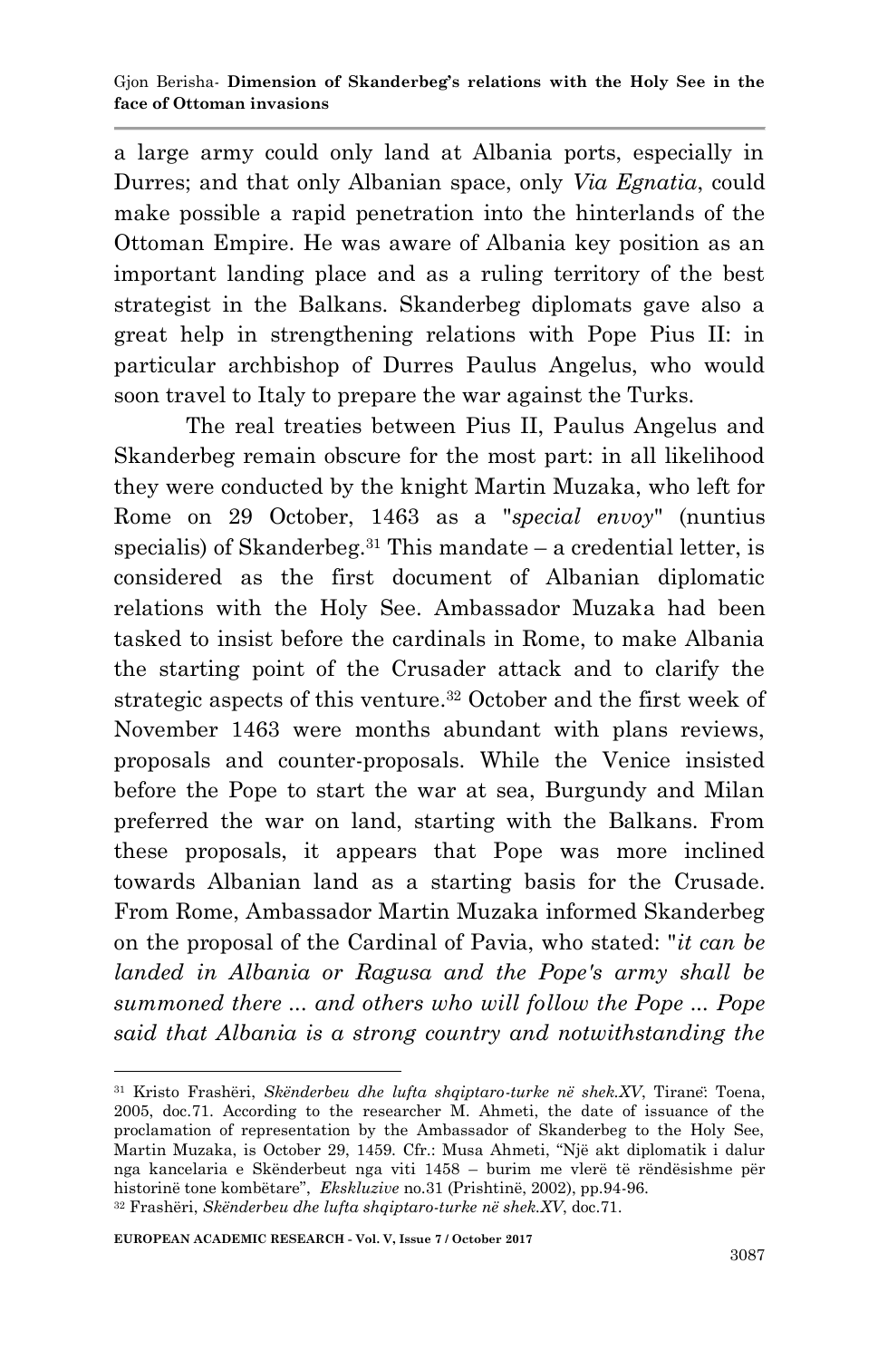a large army could only land at Albania ports, especially in Durres; and that only Albanian space, only *Via Egnatia*, could make possible a rapid penetration into the hinterlands of the Ottoman Empire. He was aware of Albania key position as an important landing place and as a ruling territory of the best strategist in the Balkans. Skanderbeg diplomats gave also a great help in strengthening relations with Pope Pius II: in particular archbishop of Durres Paulus Angelus, who would soon travel to Italy to prepare the war against the Turks.

The real treaties between Pius II, Paulus Angelus and Skanderbeg remain obscure for the most part: in all likelihood they were conducted by the knight Martin Muzaka, who left for Rome on 29 October, 1463 as a "*special envoy*" (nuntius specialis) of Skanderbeg.[31] This mandate – a credential letter, is considered as the first document of Albanian diplomatic relations with the Holy See. Ambassador Muzaka had been tasked to insist before the cardinals in Rome, to make Albania the starting point of the Crusader attack and to clarify the strategic aspects of this venture.[32] October and the first week of November 1463 were months abundant with plans reviews, proposals and counter-proposals. While the Venice insisted before the Pope to start the war at sea, Burgundy and Milan preferred the war on land, starting with the Balkans. From these proposals, it appears that Pope was more inclined towards Albanian land as a starting basis for the Crusade. From Rome, Ambassador Martin Muzaka informed Skanderbeg on the proposal of the Cardinal of Pavia, who stated: "*it can be landed in Albania or Ragusa and the Pope's army shall be summoned there ... and others who will follow the Pope ... Pope said that Albania is a strong country and notwithstanding the*

---

[31] Kristo Frashëri, *Skënderbeu dhe lufta shqiptaro-turke në shek.XV*, Tiranë: Toena, 2005, doc.71. According to the researcher M. Ahmeti, the date of issuance of the proclamation of representation by the Ambassador of Skanderbeg to the Holy See, Martin Muzaka, is October 29, 1459. Cfr.: Musa Ahmeti, "Një akt diplomatik i dalur nga kancelaria e Skënderbeut nga viti 1458 – burim me vlerë të rëndësishme për historinë tone kombëtare", *Ekskluzive* no.31 (Prishtinë, 2002), pp.94-96.

[32] Frashëri, *Skënderbeu dhe lufta shqiptaro-turke në shek.XV*, doc.71.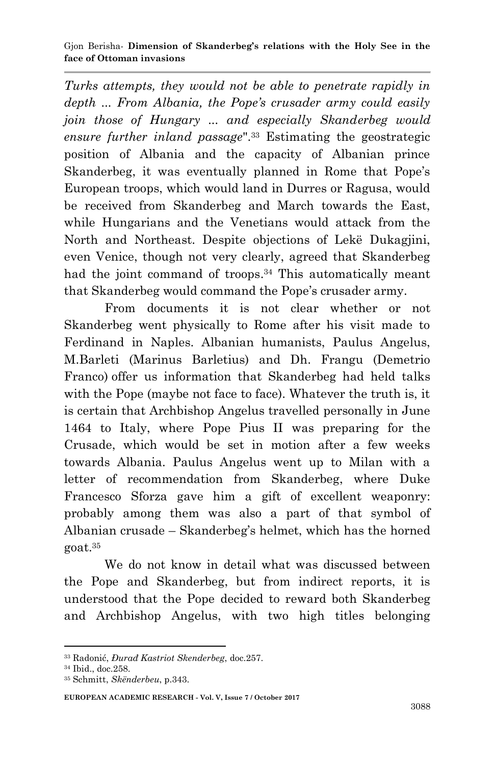*Turks attempts, they would not be able to penetrate rapidly in depth ... From Albania, the Pope's crusader army could easily join those of Hungary ... and especially Skanderbeg would ensure further inland passage*".[33] Estimating the geostrategic position of Albania and the capacity of Albanian prince Skanderbeg, it was eventually planned in Rome that Pope's European troops, which would land in Durres or Ragusa, would be received from Skanderbeg and March towards the East, while Hungarians and the Venetians would attack from the North and Northeast. Despite objections of Lekë Dukagjini, even Venice, though not very clearly, agreed that Skanderbeg had the joint command of troops.[34] This automatically meant that Skanderbeg would command the Pope's crusader army.

From documents it is not clear whether or not Skanderbeg went physically to Rome after his visit made to Ferdinand in Naples. Albanian humanists, Paulus Angelus, M.Barleti (Marinus Barletius) and Dh. Frangu (Demetrio Franco) offer us information that Skanderbeg had held talks with the Pope (maybe not face to face). Whatever the truth is, it is certain that Archbishop Angelus travelled personally in June 1464 to Italy, where Pope Pius II was preparing for the Crusade, which would be set in motion after a few weeks towards Albania. Paulus Angelus went up to Milan with a letter of recommendation from Skanderbeg, where Duke Francesco Sforza gave him a gift of excellent weaponry: probably among them was also a part of that symbol of Albanian crusade – Skanderbeg's helmet, which has the horned goat.[35]

We do not know in detail what was discussed between the Pope and Skanderbeg, but from indirect reports, it is understood that the Pope decided to reward both Skanderbeg and Archbishop Angelus, with two high titles belonging

---

[33] Radonić, *Đurađ Kastriot Skenderbeg*, doc.257.

[34] Ibid., doc.258.

[35] Schmitt, *Skënderbeu*, p.343.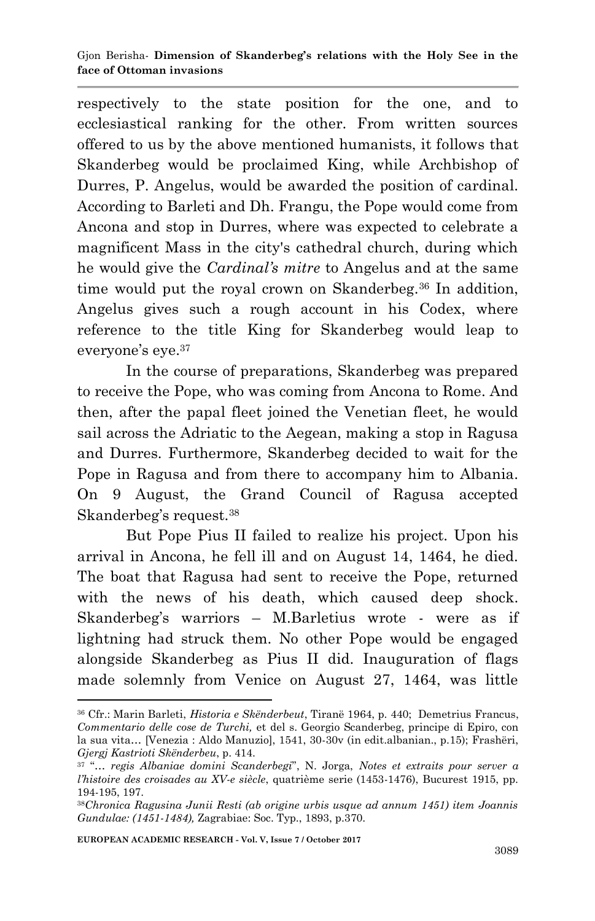respectively to the state position for the one, and to ecclesiastical ranking for the other. From written sources offered to us by the above mentioned humanists, it follows that Skanderbeg would be proclaimed King, while Archbishop of Durres, P. Angelus, would be awarded the position of cardinal. According to Barleti and Dh. Frangu, the Pope would come from Ancona and stop in Durres, where was expected to celebrate a magnificent Mass in the city's cathedral church, during which he would give the *Cardinal's mitre* to Angelus and at the same time would put the royal crown on Skanderbeg.[36] In addition, Angelus gives such a rough account in his Codex, where reference to the title King for Skanderbeg would leap to everyone's eye.[37]

In the course of preparations, Skanderbeg was prepared to receive the Pope, who was coming from Ancona to Rome. And then, after the papal fleet joined the Venetian fleet, he would sail across the Adriatic to the Aegean, making a stop in Ragusa and Durres. Furthermore, Skanderbeg decided to wait for the Pope in Ragusa and from there to accompany him to Albania. On 9 August, the Grand Council of Ragusa accepted Skanderbeg's request.[38]

But Pope Pius II failed to realize his project. Upon his arrival in Ancona, he fell ill and on August 14, 1464, he died. The boat that Ragusa had sent to receive the Pope, returned with the news of his death, which caused deep shock. Skanderbeg's warriors – M.Barletius wrote - were as if lightning had struck them. No other Pope would be engaged alongside Skanderbeg as Pius II did. Inauguration of flags made solemnly from Venice on August 27, 1464, was little

---

[36] Cfr.: Marin Barleti, *Historia e Skënderbeut*, Tiranë 1964, p. 440; Demetrius Francus, *Commentario delle cose de Turchi,* et del s. Georgio Scanderbeg, principe di Epiro, con la sua vita… [Venezia : Aldo Manuzio], 1541, 30-30v (in edit.albanian., p.15); Frashëri, *Gjergj Kastrioti Skënderbeu*, p. 414.

[37] "… *regis Albaniae domini Scanderbegi*", N. Jorga, *Notes et extraits pour server a l'histoire des croisades au XV-e siècle*, quatrième serie (1453-1476), Bucurest 1915, pp. 194-195, 197.

[38] *Chronica Ragusina Junii Resti (ab origine urbis usque ad annum 1451) item Joannis Gundulae: (1451-1484),* Zagrabiae: Soc. Typ., 1893, p.370.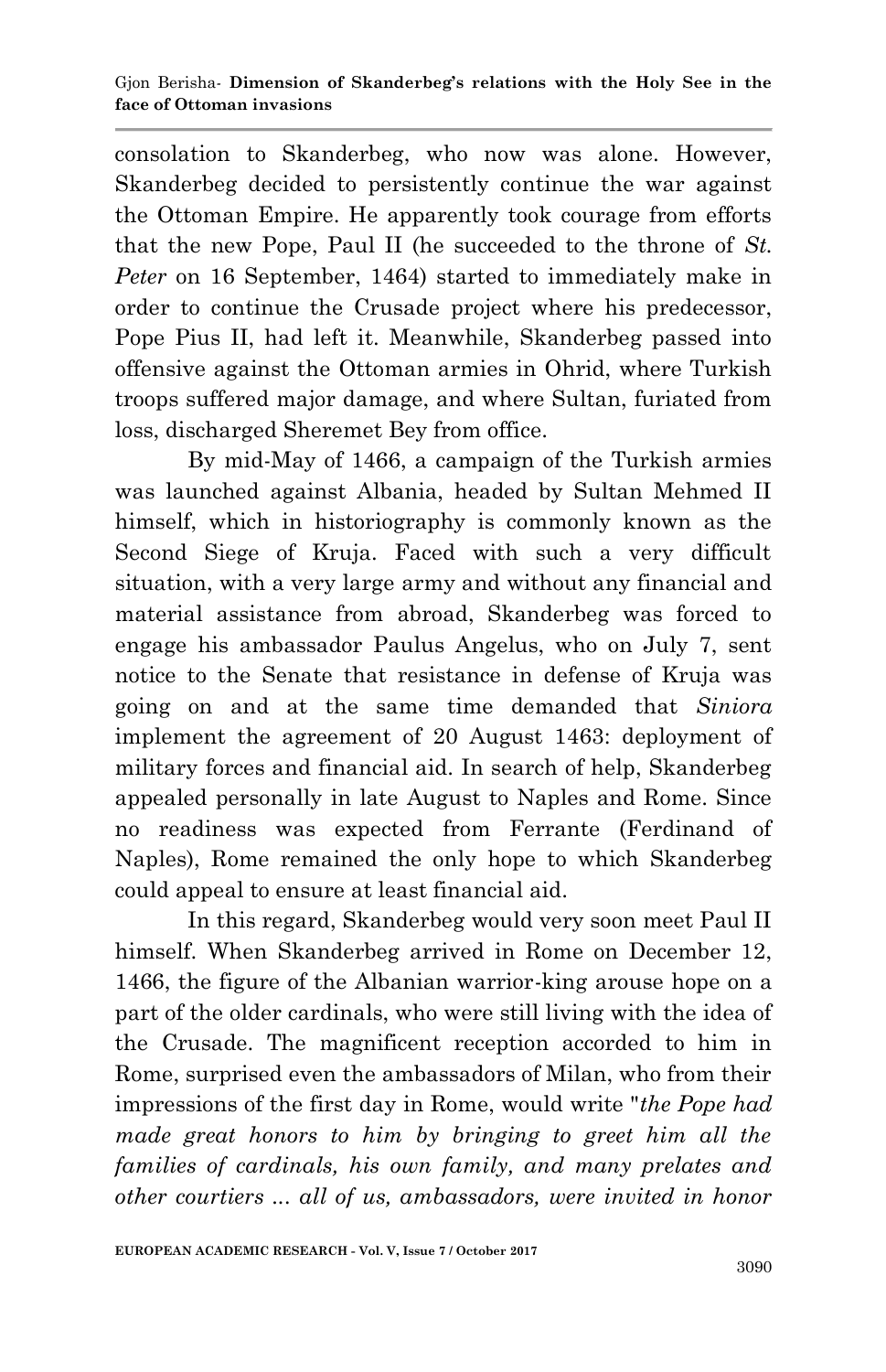consolation to Skanderbeg, who now was alone. However, Skanderbeg decided to persistently continue the war against the Ottoman Empire. He apparently took courage from efforts that the new Pope, Paul II (he succeeded to the throne of *St. Peter* on 16 September, 1464) started to immediately make in order to continue the Crusade project where his predecessor, Pope Pius II, had left it. Meanwhile, Skanderbeg passed into offensive against the Ottoman armies in Ohrid, where Turkish troops suffered major damage, and where Sultan, furiated from loss, discharged Sheremet Bey from office.

By mid-May of 1466, a campaign of the Turkish armies was launched against Albania, headed by Sultan Mehmed II himself, which in historiography is commonly known as the Second Siege of Kruja. Faced with such a very difficult situation, with a very large army and without any financial and material assistance from abroad, Skanderbeg was forced to engage his ambassador Paulus Angelus, who on July 7, sent notice to the Senate that resistance in defense of Kruja was going on and at the same time demanded that *Siniora* implement the agreement of 20 August 1463: deployment of military forces and financial aid. In search of help, Skanderbeg appealed personally in late August to Naples and Rome. Since no readiness was expected from Ferrante (Ferdinand of Naples), Rome remained the only hope to which Skanderbeg could appeal to ensure at least financial aid.

In this regard, Skanderbeg would very soon meet Paul II himself. When Skanderbeg arrived in Rome on December 12, 1466, the figure of the Albanian warrior-king arouse hope on a part of the older cardinals, who were still living with the idea of the Crusade. The magnificent reception accorded to him in Rome, surprised even the ambassadors of Milan, who from their impressions of the first day in Rome, would write "*the Pope had made great honors to him by bringing to greet him all the families of cardinals, his own family, and many prelates and other courtiers ... all of us, ambassadors, were invited in honor*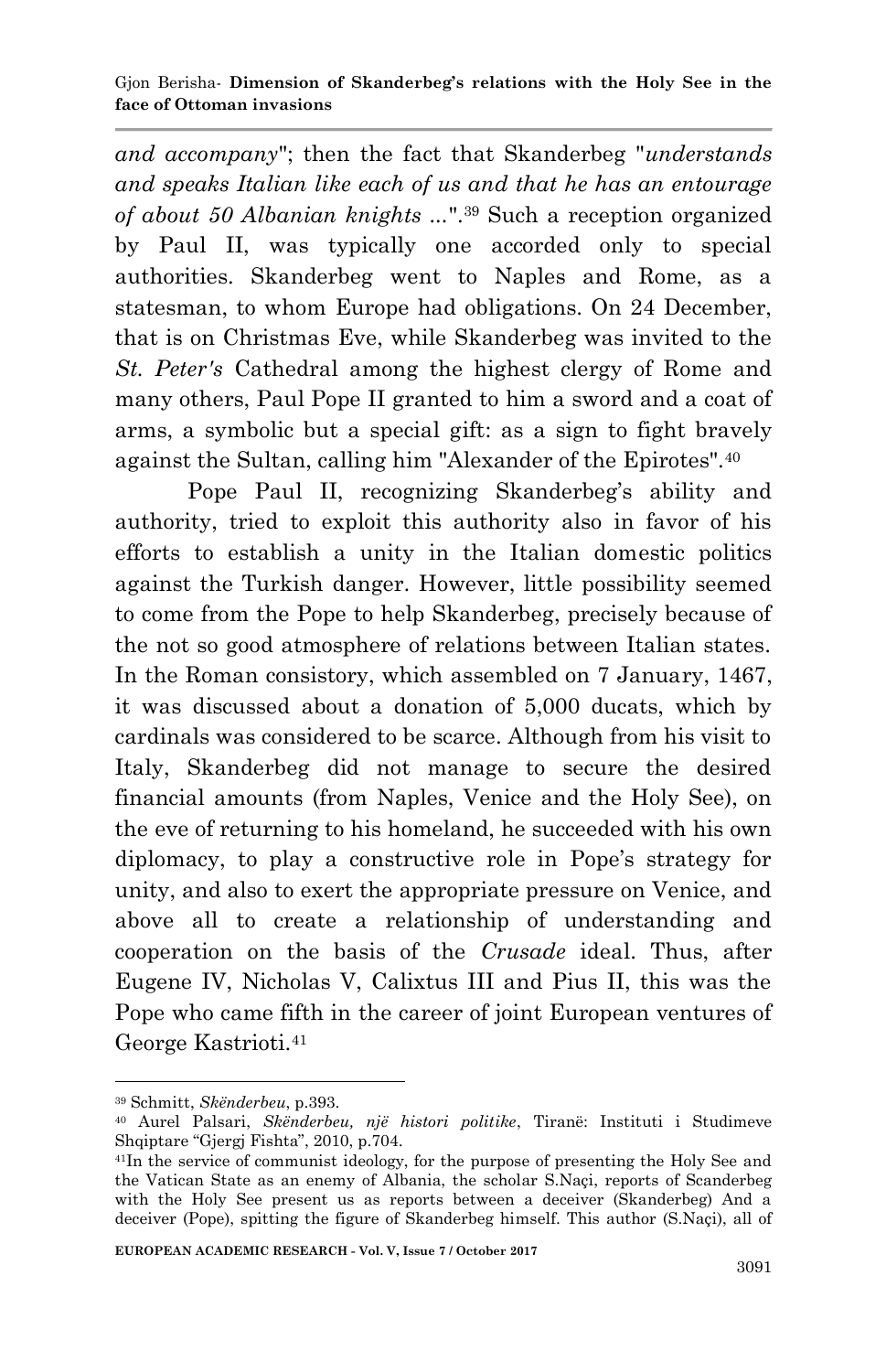*and accompany*"; then the fact that Skanderbeg "*understands and speaks Italian like each of us and that he has an entourage of about 50 Albanian knights* ...".[39] Such a reception organized by Paul II, was typically one accorded only to special authorities. Skanderbeg went to Naples and Rome, as a statesman, to whom Europe had obligations. On 24 December, that is on Christmas Eve, while Skanderbeg was invited to the *St. Peter's* Cathedral among the highest clergy of Rome and many others, Paul Pope II granted to him a sword and a coat of arms, a symbolic but a special gift: as a sign to fight bravely against the Sultan, calling him "Alexander of the Epirotes".[40]

Pope Paul II, recognizing Skanderbeg's ability and authority, tried to exploit this authority also in favor of his efforts to establish a unity in the Italian domestic politics against the Turkish danger. However, little possibility seemed to come from the Pope to help Skanderbeg, precisely because of the not so good atmosphere of relations between Italian states. In the Roman consistory, which assembled on 7 January, 1467, it was discussed about a donation of 5,000 ducats, which by cardinals was considered to be scarce. Although from his visit to Italy, Skanderbeg did not manage to secure the desired financial amounts (from Naples, Venice and the Holy See), on the eve of returning to his homeland, he succeeded with his own diplomacy, to play a constructive role in Pope's strategy for unity, and also to exert the appropriate pressure on Venice, and above all to create a relationship of understanding and cooperation on the basis of the *Crusade* ideal. Thus, after Eugene IV, Nicholas V, Calixtus III and Pius II, this was the Pope who came fifth in the career of joint European ventures of George Kastrioti.[41]

---

[39] Schmitt, *Skënderbeu*, p.393.

[40] Aurel Palsari, *Skënderbeu, një histori politike*, Tiranë: Instituti i Studimeve Shqiptare "Gjergj Fishta", 2010, p.704.

[41] In the service of communist ideology, for the purpose of presenting the Holy See and the Vatican State as an enemy of Albania, the scholar S.Naçi, reports of Scanderbeg with the Holy See present us as reports between a deceiver (Skanderbeg) And a deceiver (Pope), spitting the figure of Skanderbeg himself. This author (S.Naçi), all of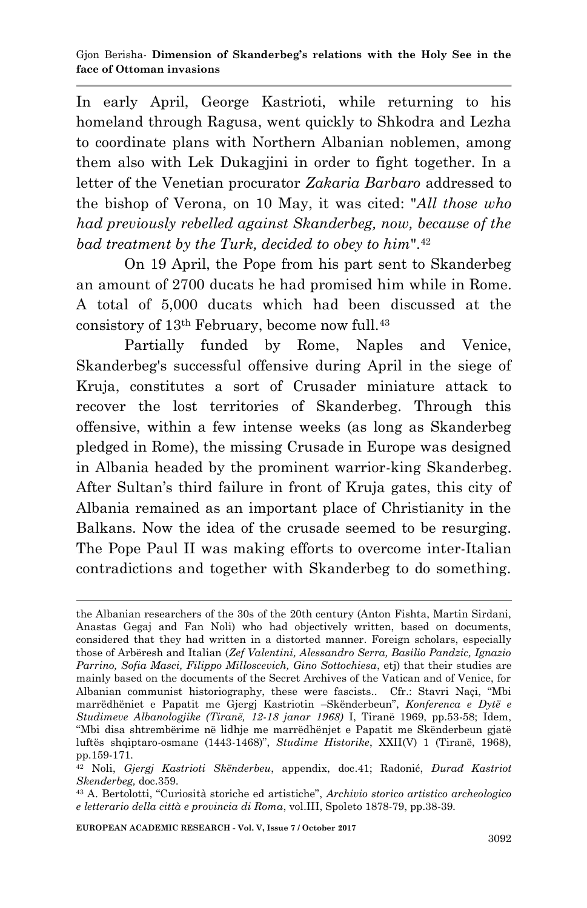In early April, George Kastrioti, while returning to his homeland through Ragusa, went quickly to Shkodra and Lezha to coordinate plans with Northern Albanian noblemen, among them also with Lek Dukagjini in order to fight together. In a letter of the Venetian procurator *Zakaria Barbaro* addressed to the bishop of Verona, on 10 May, it was cited: "*All those who had previously rebelled against Skanderbeg, now, because of the bad treatment by the Turk, decided to obey to him*".[42]

On 19 April, the Pope from his part sent to Skanderbeg an amount of 2700 ducats he had promised him while in Rome. A total of 5,000 ducats which had been discussed at the consistory of 13th February, become now full.[43]

Partially funded by Rome, Naples and Venice, Skanderbeg's successful offensive during April in the siege of Kruja, constitutes a sort of Crusader miniature attack to recover the lost territories of Skanderbeg. Through this offensive, within a few intense weeks (as long as Skanderbeg pledged in Rome), the missing Crusade in Europe was designed in Albania headed by the prominent warrior-king Skanderbeg. After Sultan's third failure in front of Kruja gates, this city of Albania remained as an important place of Christianity in the Balkans. Now the idea of the crusade seemed to be resurging. The Pope Paul II was making efforts to overcome inter-Italian contradictions and together with Skanderbeg to do something.

---

the Albanian researchers of the 30s of the 20th century (Anton Fishta, Martin Sirdani, Anastas Gegaj and Fan Noli) who had objectively written, based on documents, considered that they had written in a distorted manner. Foreign scholars, especially those of Arbëresh and Italian (*Zef Valentini, Alessandro Serra, Basilio Pandzic, Ignazio Parrino, Sofia Masci, Filippo Milloscevich, Gino Sottochiesa*, etj) that their studies are mainly based on the documents of the Secret Archives of the Vatican and of Venice, for Albanian communist historiography, these were fascists.. Cfr.: Stavri Naçi, "Mbi marrëdhëniet e Papatit me Gjergj Kastriotin –Skënderbeun", *Konferenca e Dytë e Studimeve Albanologjike (Tiranë, 12-18 janar 1968)* I, Tiranë 1969, pp.53-58; Idem, "Mbi disa shtrembërime në lidhje me marrëdhënjet e Papatit me Skënderbeun gjatë luftës shqiptaro-osmane (1443-1468)", *Studime Historike*, XXII(V) 1 (Tiranë, 1968), pp.159-171.

[42] Noli, *Gjergj Kastrioti Skënderbeu*, appendix, doc.41; Radonić, *Đurađ Kastriot Skenderbeg,* doc.359.

[43] A. Bertolotti, "Curiosità storiche ed artistiche", *Archivio storico artistico archeologico e letterario della città e provincia di Roma*, vol.III, Spoleto 1878-79, pp.38-39.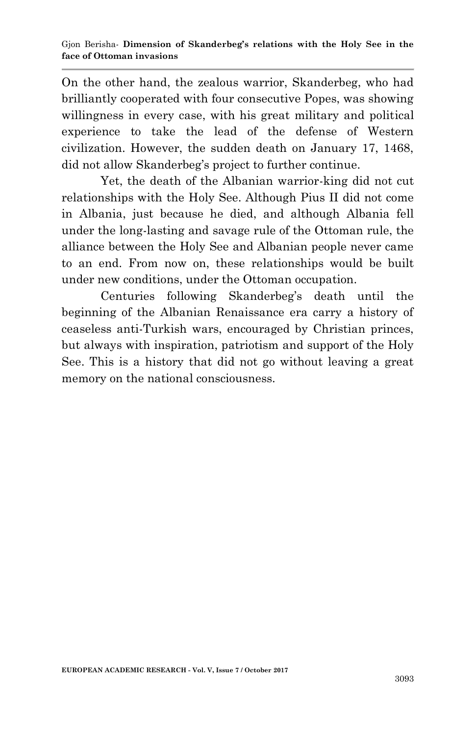On the other hand, the zealous warrior, Skanderbeg, who had brilliantly cooperated with four consecutive Popes, was showing willingness in every case, with his great military and political experience to take the lead of the defense of Western civilization. However, the sudden death on January 17, 1468, did not allow Skanderbeg's project to further continue.

Yet, the death of the Albanian warrior-king did not cut relationships with the Holy See. Although Pius II did not come in Albania, just because he died, and although Albania fell under the long-lasting and savage rule of the Ottoman rule, the alliance between the Holy See and Albanian people never came to an end. From now on, these relationships would be built under new conditions, under the Ottoman occupation.

Centuries following Skanderbeg's death until the beginning of the Albanian Renaissance era carry a history of ceaseless anti-Turkish wars, encouraged by Christian princes, but always with inspiration, patriotism and support of the Holy See. This is a history that did not go without leaving a great memory on the national consciousness.